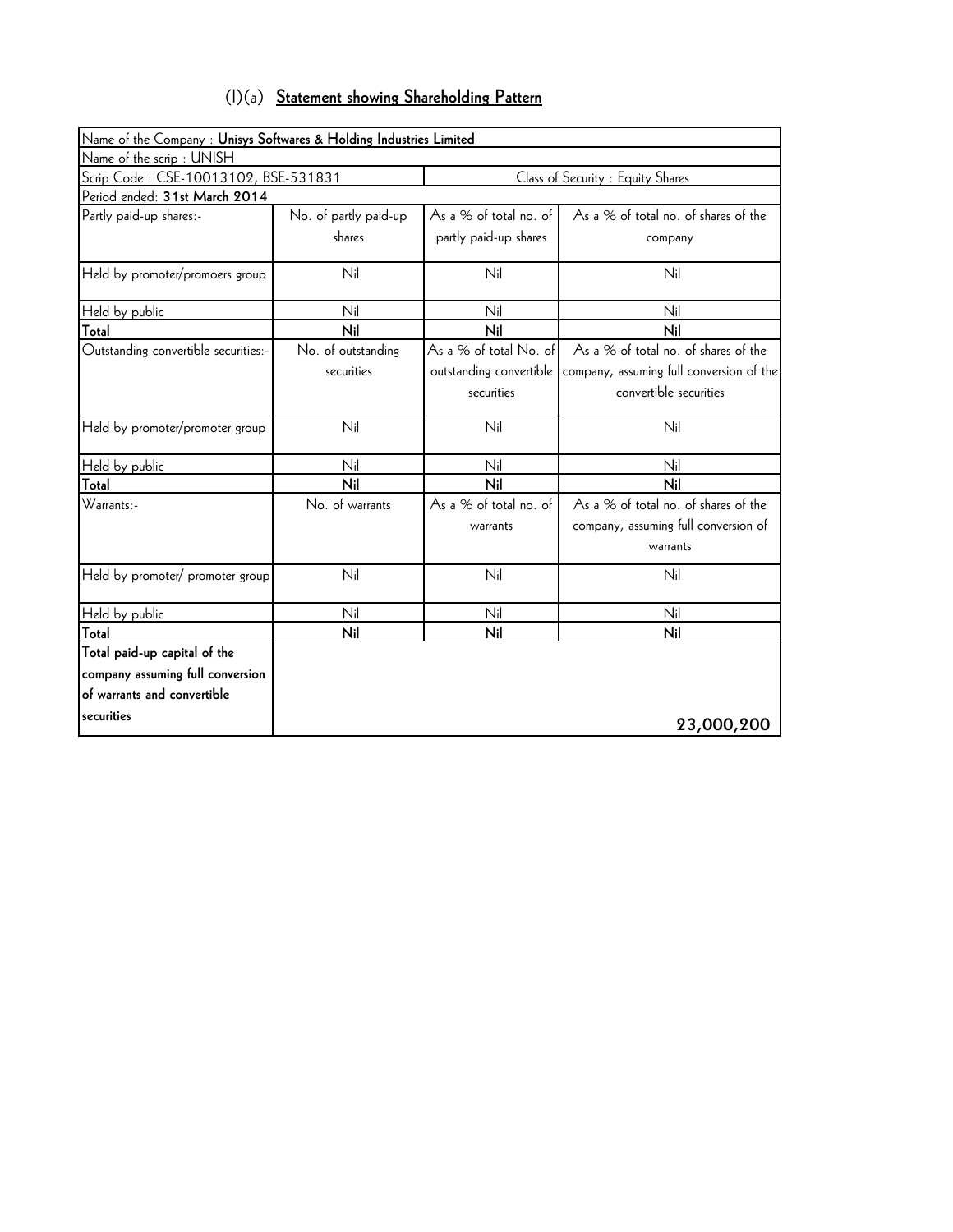## (I)(a) **Statement showing Shareholding Pattern**

| Name of the Company : **Unisys Softwares & Holding Industries Limited** | | | |
|---|---|---|---|
| Name of the scrip : UNISH | | | |
| Scrip Code : CSE-10013102, BSE-531831 | | Class of Security : Equity Shares | |
| Period ended: **31st March 2014** | | | |
| Partly paid-up shares:- | No. of partly paid-up shares | As a % of total no. of partly paid-up shares | As a % of total no. of shares of the company |
| Held by promoter/promoers group | Nil | Nil | Nil |
| Held by public | Nil | Nil | Nil |
| **Total** | **Nil** | **Nil** | **Nil** |
| Outstanding convertible securities:- | No. of outstanding securities | As a % of total No. of outstanding convertible securities | As a % of total no. of shares of the company, assuming full conversion of the convertible securities |
| Held by promoter/promoter group | Nil | Nil | Nil |
| Held by public | Nil | Nil | Nil |
| **Total** | **Nil** | **Nil** | **Nil** |
| Warrants:- | No. of warrants | As a % of total no. of warrants | As a % of total no. of shares of the company, assuming full conversion of warrants |
| Held by promoter/ promoter group | Nil | Nil | Nil |
| Held by public | Nil | Nil | Nil |
| **Total** | **Nil** | **Nil** | **Nil** |
| **Total paid-up capital of the company assuming full conversion of warrants and convertible securities** | | | **23,000,200** |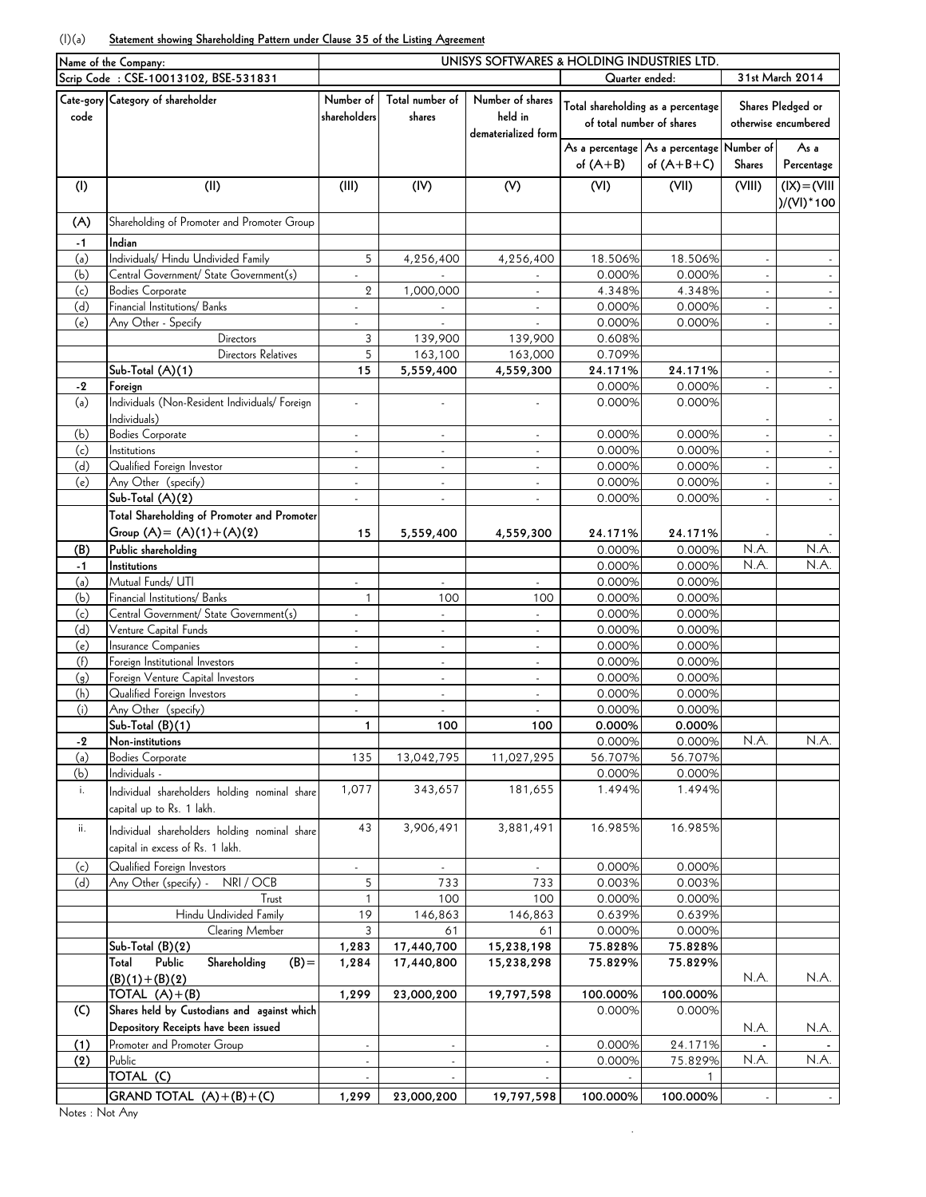(I)(a) **Statement showing Shareholding Pattern under Clause 35 of the Listing Agreement**

| Name of the Company: | | UNISYS SOFTWARES & HOLDING INDUSTRIES LTD. | | | | | | |
|---|---|---|---|---|---|---|---|---|
| Scrip Code : CSE-10013102, BSE-531831 | | | | | Quarter ended: | | 31st March 2014 | |
| Cate-gory code | Category of shareholder | Number of shareholders | Total number of shares | Number of shares held in dematerialized form | Total shareholding as a percentage of total number of shares | | Shares Pledged or otherwise encumbered | |
| | | | | | As a percentage of (A+B) | As a percentage of (A+B+C) | Number of Shares | As a Percentage |
| (I) | (II) | (III) | (IV) | (V) | (VI) | (VII) | (VIII) | (IX)=(VIII)/(VI)*100 |
| (A) | Shareholding of Promoter and Promoter Group | | | | | | | |
| -1 | **Indian** | | | | | | | |
| (a) | Individuals/ Hindu Undivided Family | 5 | 4,256,400 | 4,256,400 | 18.506% | 18.506% | - | - |
| (b) | Central Government/ State Government(s) | - | - | - | 0.000% | 0.000% | - | - |
| (c) | Bodies Corporate | 2 | 1,000,000 | - | 4.348% | 4.348% | - | - |
| (d) | Financial Institutions/ Banks | - | - | - | 0.000% | 0.000% | - | - |
| (e) | Any Other - Specify | - | - | - | 0.000% | 0.000% | - | - |
| | Directors | 3 | 139,900 | 139,900 | 0.608% | | | |
| | Directors Relatives | 5 | 163,100 | 163,000 | 0.709% | | | |
| | **Sub-Total (A)(1)** | **15** | **5,559,400** | **4,559,300** | **24.171%** | **24.171%** | - | - |
| -2 | **Foreign** | | | | 0.000% | 0.000% | - | - |
| (a) | Individuals (Non-Resident Individuals/ Foreign Individuals) | - | - | - | 0.000% | 0.000% | - | - |
| (b) | Bodies Corporate | - | - | - | 0.000% | 0.000% | - | - |
| (c) | Institutions | - | - | - | 0.000% | 0.000% | - | - |
| (d) | Qualified Foreign Investor | - | - | - | 0.000% | 0.000% | - | - |
| (e) | Any Other (specify) | - | - | - | 0.000% | 0.000% | - | - |
| | **Sub-Total (A)(2)** | - | - | - | 0.000% | 0.000% | - | - |
| | **Total Shareholding of Promoter and Promoter Group (A)= (A)(1)+(A)(2)** | **15** | **5,559,400** | **4,559,300** | **24.171%** | **24.171%** | - | - |
| **(B)** | **Public shareholding** | | | | 0.000% | 0.000% | N.A. | N.A. |
| -1 | **Institutions** | | | | 0.000% | 0.000% | N.A. | N.A. |
| (a) | Mutual Funds/ UTI | - | - | - | 0.000% | 0.000% | | |
| (b) | Financial Institutions/ Banks | 1 | 100 | 100 | 0.000% | 0.000% | | |
| (c) | Central Government/ State Government(s) | - | - | - | 0.000% | 0.000% | | |
| (d) | Venture Capital Funds | - | - | - | 0.000% | 0.000% | | |
| (e) | Insurance Companies | - | - | - | 0.000% | 0.000% | | |
| (f) | Foreign Institutional Investors | - | - | - | 0.000% | 0.000% | | |
| (g) | Foreign Venture Capital Investors | - | - | - | 0.000% | 0.000% | | |
| (h) | Qualified Foreign Investors | - | - | - | 0.000% | 0.000% | | |
| (i) | Any Other (specify) | - | - | - | 0.000% | 0.000% | | |
| | **Sub-Total (B)(1)** | **1** | **100** | **100** | **0.000%** | **0.000%** | | |
| -2 | **Non-institutions** | | | | 0.000% | 0.000% | N.A. | N.A. |
| (a) | Bodies Corporate | 135 | 13,042,795 | 11,027,295 | 56.707% | 56.707% | | |
| (b) | Individuals - | | | | 0.000% | 0.000% | | |
| i. | Individual shareholders holding nominal share capital up to Rs. 1 lakh. | 1,077 | 343,657 | 181,655 | 1.494% | 1.494% | | |
| ii. | Individual shareholders holding nominal share capital in excess of Rs. 1 lakh. | 43 | 3,906,491 | 3,881,491 | 16.985% | 16.985% | | |
| (c) | Qualified Foreign Investors | - | - | - | 0.000% | 0.000% | | |
| (d) | Any Other (specify) - NRI / OCB | 5 | 733 | 733 | 0.003% | 0.003% | | |
| | Trust | 1 | 100 | 100 | 0.000% | 0.000% | | |
| | Hindu Undivided Family | 19 | 146,863 | 146,863 | 0.639% | 0.639% | | |
| | Clearing Member | 3 | 61 | 61 | 0.000% | 0.000% | | |
| | **Sub-Total (B)(2)** | **1,283** | **17,440,700** | **15,238,198** | **75.828%** | **75.828%** | | |
| | **Total Public Shareholding (B)= (B)(1)+(B)(2)** | **1,284** | **17,440,800** | **15,238,298** | **75.829%** | **75.829%** | N.A. | N.A. |
| | **TOTAL (A)+(B)** | **1,299** | **23,000,200** | **19,797,598** | **100.000%** | **100.000%** | | |
| **(C)** | **Shares held by Custodians and against which Depository Receipts have been issued** | | | | 0.000% | 0.000% | N.A. | N.A. |
| **(1)** | Promoter and Promoter Group | - | - | - | 0.000% | 24.171% | - | - |
| **(2)** | Public | - | - | - | 0.000% | 75.829% | N.A. | N.A. |
| | TOTAL (C) | - | - | - | - | 1 | | |
| | **GRAND TOTAL (A)+(B)+(C)** | **1,299** | **23,000,200** | **19,797,598** | **100.000%** | **100.000%** | - | - |

Notes : Not Any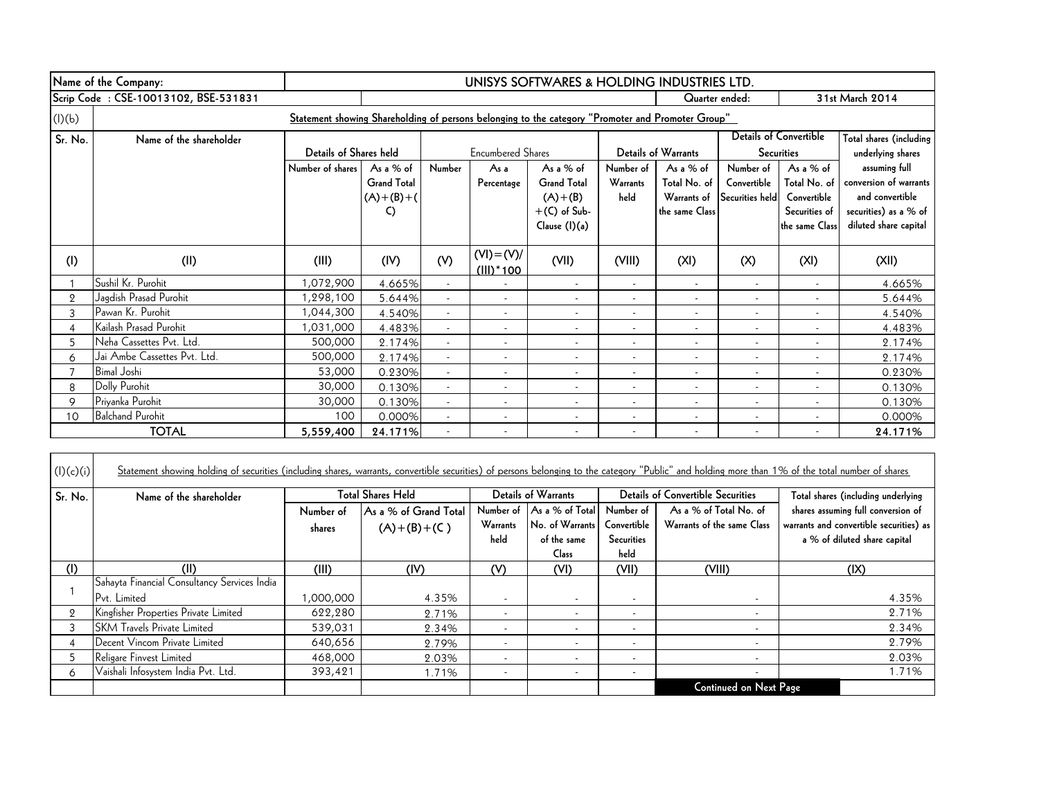| Name of the Company: | UNISYS SOFTWARES & HOLDING INDUSTRIES LTD. | | | | | | | | | |
|---|---|---|---|---|---|---|---|---|---|---|
| Scrip Code : CSE-10013102, BSE-531831 | | | | | | | Quarter ended: | | 31st March 2014 | |

(I)(b) **Statement showing Shareholding of persons belonging to the category "Promoter and Promoter Group"**

| Sr. No. | Name of the shareholder | Details of Shares held | | Encumbered Shares | | | Details of Warrants | | Details of Convertible Securities | | Total shares (including underlying shares assuming full conversion of warrants and convertible securities) as a % of diluted share capital |
|---|---|---|---|---|---|---|---|---|---|---|---|
| | | Number of shares | As a % of Grand Total (A)+(B)+(C) | Number | As a Percentage | As a % of Grand Total (A)+(B)+(C) of Sub-Clause (I)(a) | Number of Warrants held | As a % of Total No. of Warrants of the same Class | Number of Convertible Securities held | As a % of Total No. of Convertible Securities of the same Class | |
| (I) | (II) | (III) | (IV) | (V) | (VI)=(V)/(III)*100 | (VII) | (VIII) | (XI) | (X) | (XI) | (XII) |
| 1 | Sushil Kr. Purohit | 1,072,900 | 4.665% | - | - | - | - | - | - | - | 4.665% |
| 2 | Jagdish Prasad Purohit | 1,298,100 | 5.644% | - | - | - | - | - | - | - | 5.644% |
| 3 | Pawan Kr. Purohit | 1,044,300 | 4.540% | - | - | - | - | - | - | - | 4.540% |
| 4 | Kailash Prasad Purohit | 1,031,000 | 4.483% | - | - | - | - | - | - | - | 4.483% |
| 5 | Neha Cassettes Pvt. Ltd. | 500,000 | 2.174% | - | - | - | - | - | - | - | 2.174% |
| 6 | Jai Ambe Cassettes Pvt. Ltd. | 500,000 | 2.174% | - | - | - | - | - | - | - | 2.174% |
| 7 | Bimal Joshi | 53,000 | 0.230% | - | - | - | - | - | - | - | 0.230% |
| 8 | Dolly Purohit | 30,000 | 0.130% | - | - | - | - | - | - | - | 0.130% |
| 9 | Priyanka Purohit | 30,000 | 0.130% | - | - | - | - | - | - | - | 0.130% |
| 10 | Balchand Purohit | 100 | 0.000% | - | - | - | - | - | - | - | 0.000% |
| | **TOTAL** | **5,559,400** | **24.171%** | - | - | - | - | - | - | - | **24.171%** |

(I)(c)(i) Statement showing holding of securities (including shares, warrants, convertible securities) of persons belonging to the category "Public" and holding more than 1% of the total number of shares

| Sr. No. | Name of the shareholder | Total Shares Held | | Details of Warrants | | Details of Convertible Securities | | Total shares (including underlying shares assuming full conversion of warrants and convertible securities) as a % of diluted share capital |
|---|---|---|---|---|---|---|---|---|
| | | Number of shares | As a % of Grand Total (A)+(B)+(C) | Number of Warrants held | As a % of Total No. of Warrants of the same Class | Number of Convertible Securities held | As a % of Total No. of Warrants of the same Class | |
| (I) | (II) | (III) | (IV) | (V) | (VI) | (VII) | (VIII) | (IX) |
| 1 | Sahayta Financial Consultancy Services India Pvt. Limited | 1,000,000 | 4.35% | - | - | - | - | 4.35% |
| 2 | Kingfisher Properties Private Limited | 622,280 | 2.71% | - | - | - | - | 2.71% |
| 3 | SKM Travels Private Limited | 539,031 | 2.34% | - | - | - | - | 2.34% |
| 4 | Decent Vincom Private Limited | 640,656 | 2.79% | - | - | - | - | 2.79% |
| 5 | Religare Finvest Limited | 468,000 | 2.03% | - | - | - | - | 2.03% |
| 6 | Vaishali Infosystem India Pvt. Ltd. | 393,421 | 1.71% | - | - | - | - | 1.71% |

**Continued on Next Page**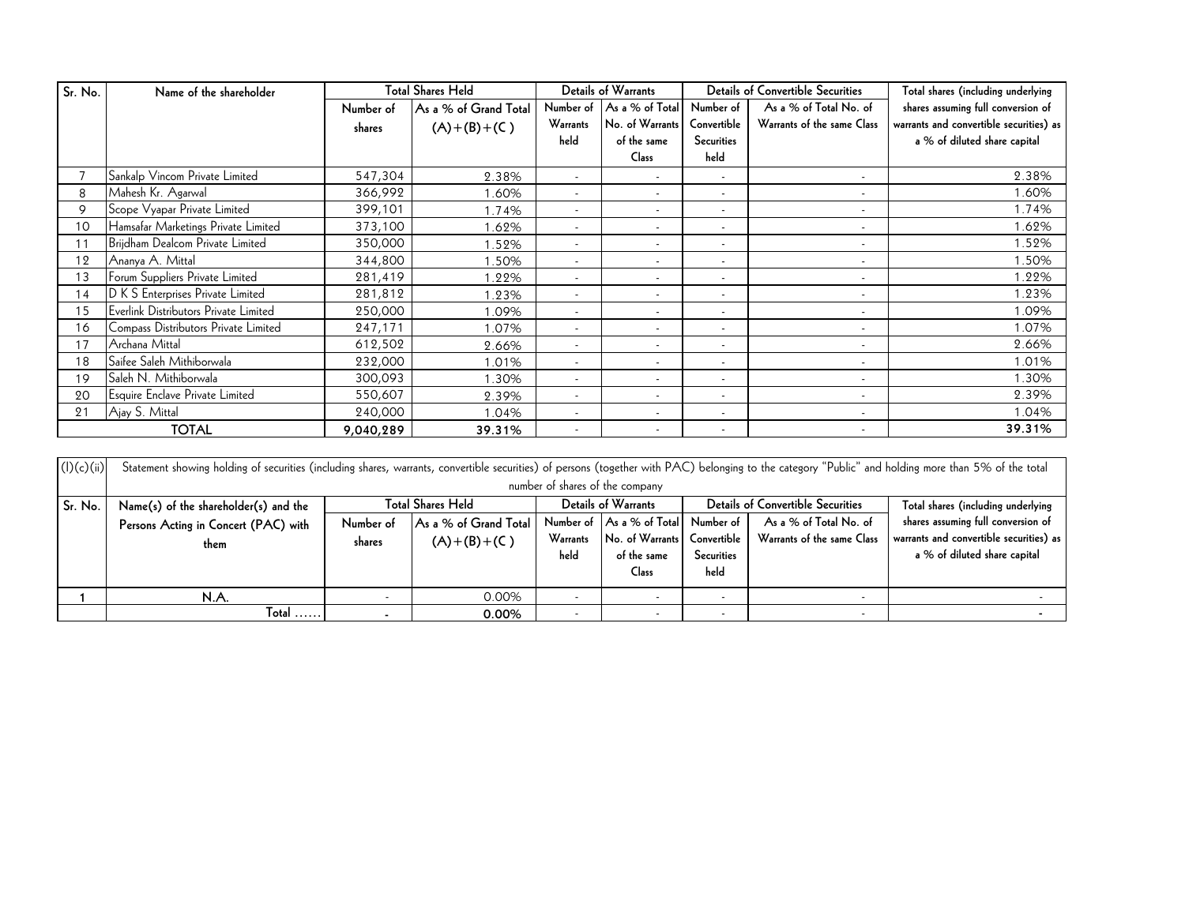| Sr. No. | Name of the shareholder | Total Shares Held | | Details of Warrants | | Details of Convertible Securities | | Total shares (including underlying shares assuming full conversion of warrants and convertible securities) as a % of diluted share capital |
|---|---|---|---|---|---|---|---|---|
| | | Number of shares | As a % of Grand Total (A)+(B)+(C ) | Number of Warrants held | As a % of Total No. of Warrants of the same Class | Number of Convertible Securities held | As a % of Total No. of Warrants of the same Class | |
| 7 | Sankalp Vincom Private Limited | 547,304 | 2.38% | - | - | - | - | 2.38% |
| 8 | Mahesh Kr. Agarwal | 366,992 | 1.60% | - | - | - | - | 1.60% |
| 9 | Scope Vyapar Private Limited | 399,101 | 1.74% | - | - | - | - | 1.74% |
| 10 | Hamsafar Marketings Private Limited | 373,100 | 1.62% | - | - | - | - | 1.62% |
| 11 | Brijdham Dealcom Private Limited | 350,000 | 1.52% | - | - | - | - | 1.52% |
| 12 | Ananya A. Mittal | 344,800 | 1.50% | - | - | - | - | 1.50% |
| 13 | Forum Suppliers Private Limited | 281,419 | 1.22% | - | - | - | - | 1.22% |
| 14 | D K S Enterprises Private Limited | 281,812 | 1.23% | - | - | - | - | 1.23% |
| 15 | Everlink Distributors Private Limited | 250,000 | 1.09% | - | - | - | - | 1.09% |
| 16 | Compass Distributors Private Limited | 247,171 | 1.07% | - | - | - | - | 1.07% |
| 17 | Archana Mittal | 612,502 | 2.66% | - | - | - | - | 2.66% |
| 18 | Saifee Saleh Mithiborwala | 232,000 | 1.01% | - | - | - | - | 1.01% |
| 19 | Saleh N. Mithiborwala | 300,093 | 1.30% | - | - | - | - | 1.30% |
| 20 | Esquire Enclave Private Limited | 550,607 | 2.39% | - | - | - | - | 2.39% |
| 21 | Ajay S. Mittal | 240,000 | 1.04% | - | - | - | - | 1.04% |
| | **TOTAL** | **9,040,289** | **39.31%** | - | - | - | - | **39.31%** |

| (I)(c)(ii) | Statement showing holding of securities (including shares, warrants, convertible securities) of persons (together with PAC) belonging to the category "Public" and holding more than 5% of the total number of shares of the company | | | | | | | |
|---|---|---|---|---|---|---|---|---|
| Sr. No. | Name(s) of the shareholder(s) and the Persons Acting in Concert (PAC) with them | Total Shares Held | | Details of Warrants | | Details of Convertible Securities | | Total shares (including underlying shares assuming full conversion of warrants and convertible securities) as a % of diluted share capital |
| | | Number of shares | As a % of Grand Total (A)+(B)+(C ) | Number of Warrants held | As a % of Total No. of Warrants of the same Class | Number of Convertible Securities held | As a % of Total No. of Warrants of the same Class | |
| 1 | N.A. | - | 0.00% | - | - | - | - | - |
| | Total ...... | - | **0.00%** | - | - | - | - | - |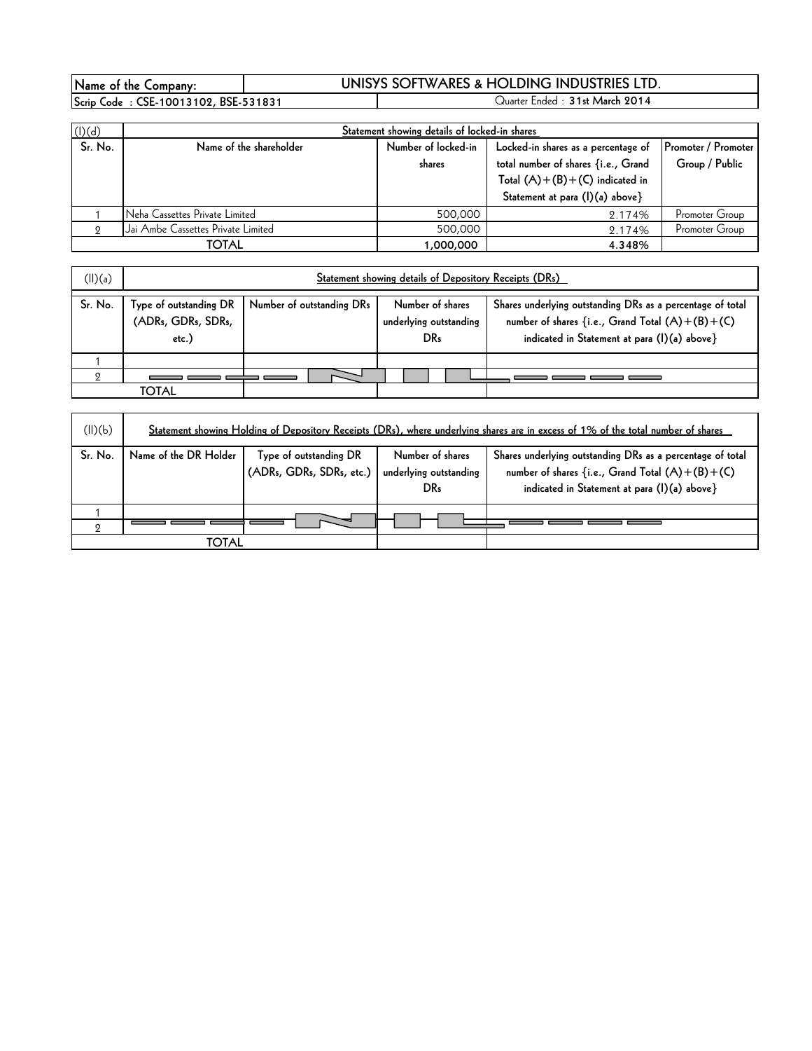| Name of the Company: | UNISYS SOFTWARES & HOLDING INDUSTRIES LTD. |
|---|---|
| Scrip Code : CSE-10013102, BSE-531831 | Quarter Ended : **31st March 2014** |

| (I)(d) | Statement showing details of locked-in shares | | | |
|---|---|---|---|---|
| Sr. No. | Name of the shareholder | Number of locked-in shares | Locked-in shares as a percentage of total number of shares {i.e., Grand Total (A)+(B)+(C) indicated in Statement at para (I)(a) above} | Promoter / Promoter Group / Public |
| 1 | Neha Cassettes Private Limited | 500,000 | 2.174% | Promoter Group |
| 2 | Jai Ambe Cassettes Private Limited | 500,000 | 2.174% | Promoter Group |
| | TOTAL | 1,000,000 | 4.348% | |

| (II)(a) | Statement showing details of Depository Receipts (DRs) | | | |
|---|---|---|---|---|
| Sr. No. | Type of outstanding DR (ADRs, GDRs, SDRs, etc.) | Number of outstanding DRs | Number of shares underlying outstanding DRs | Shares underlying outstanding DRs as a percentage of total number of shares {i.e., Grand Total (A)+(B)+(C) indicated in Statement at para (I)(a) above} |
| 1 | | | | |
| 2 | | | | |
| TOTAL | | | | |

| (II)(b) | Statement showing Holding of Depository Receipts (DRs), where underlying shares are in excess of 1% of the total number of shares | | | |
|---|---|---|---|---|
| Sr. No. | Name of the DR Holder | Type of outstanding DR (ADRs, GDRs, SDRs, etc.) | Number of shares underlying outstanding DRs | Shares underlying outstanding DRs as a percentage of total number of shares {i.e., Grand Total (A)+(B)+(C) indicated in Statement at para (I)(a) above} |
| 1 | | | | |
| 2 | | | | |
| TOTAL | | | | |